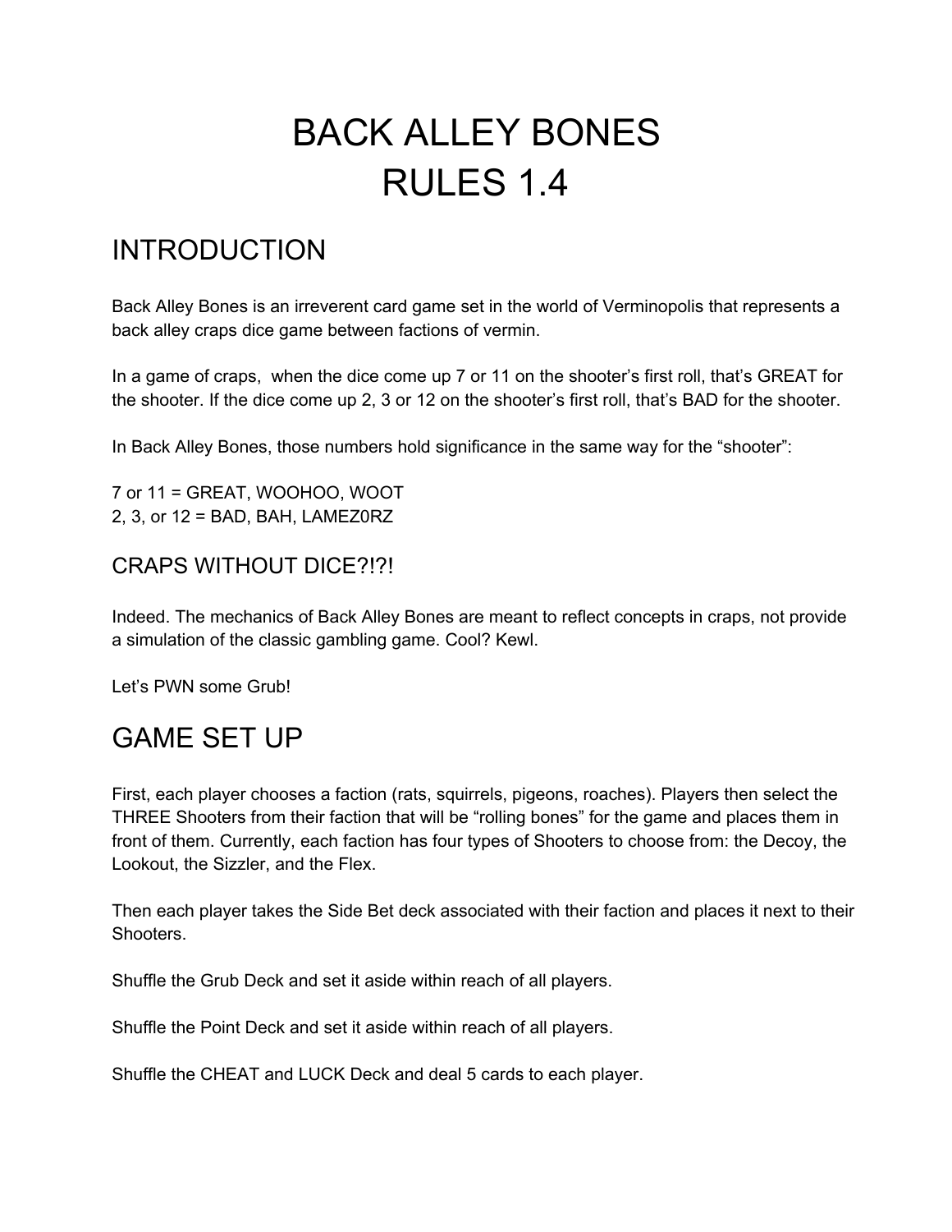# BACK ALLEY BONES
# RULES 1.4

## INTRODUCTION

Back Alley Bones is an irreverent card game set in the world of Verminopolis that represents a back alley craps dice game between factions of vermin.

In a game of craps, when the dice come up 7 or 11 on the shooter's first roll, that's GREAT for the shooter. If the dice come up 2, 3 or 12 on the shooter's first roll, that's BAD for the shooter.

In Back Alley Bones, those numbers hold significance in the same way for the "shooter":

7 or 11 = GREAT, WOOHOO, WOOT
2, 3, or 12 = BAD, BAH, LAMEZ0RZ

### CRAPS WITHOUT DICE?!?!

Indeed. The mechanics of Back Alley Bones are meant to reflect concepts in craps, not provide a simulation of the classic gambling game. Cool? Kewl.

Let's PWN some Grub!

## GAME SET UP

First, each player chooses a faction (rats, squirrels, pigeons, roaches). Players then select the THREE Shooters from their faction that will be "rolling bones" for the game and places them in front of them. Currently, each faction has four types of Shooters to choose from: the Decoy, the Lookout, the Sizzler, and the Flex.

Then each player takes the Side Bet deck associated with their faction and places it next to their Shooters.

Shuffle the Grub Deck and set it aside within reach of all players.

Shuffle the Point Deck and set it aside within reach of all players.

Shuffle the CHEAT and LUCK Deck and deal 5 cards to each player.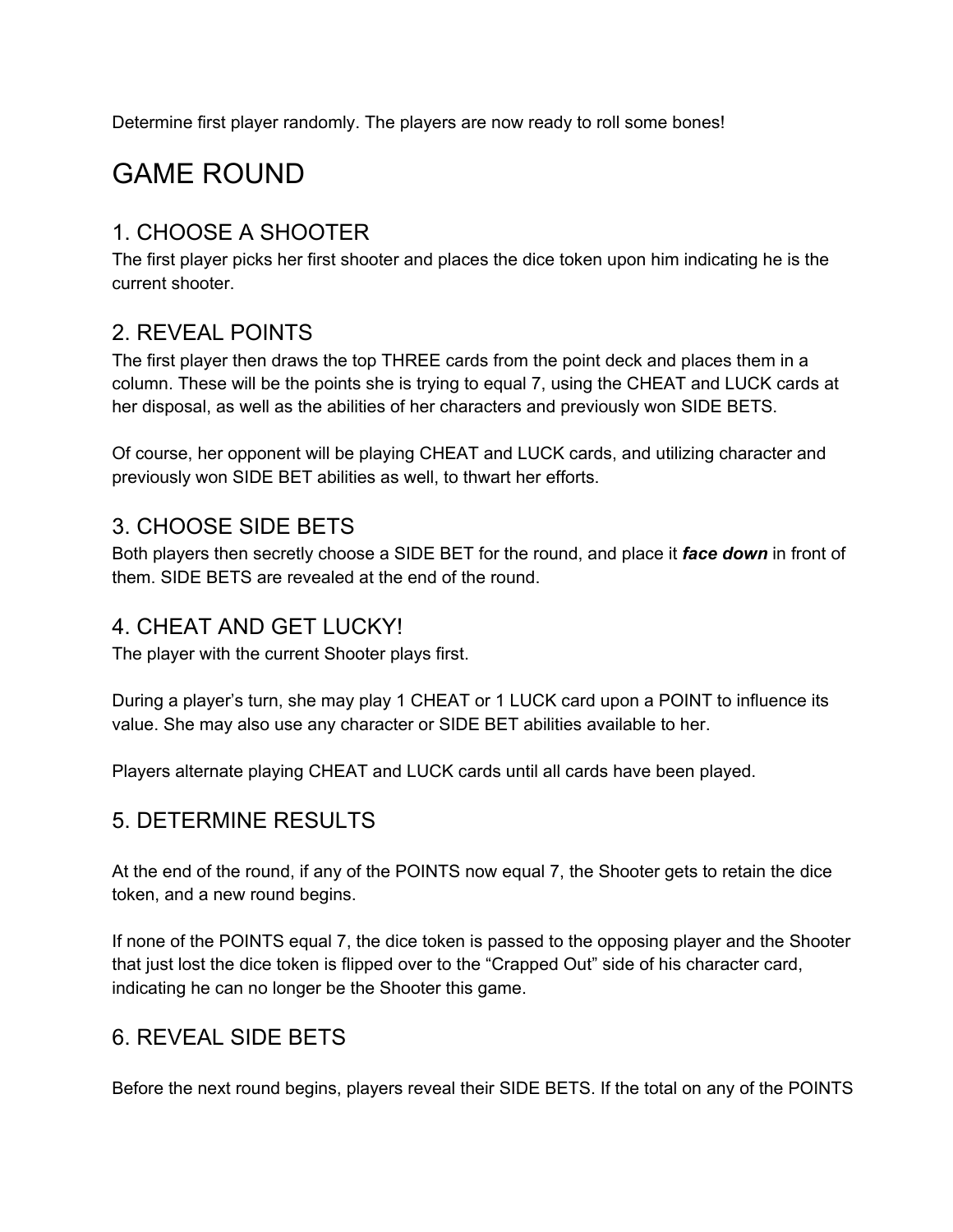Determine first player randomly. The players are now ready to roll some bones!

# GAME ROUND

## 1. CHOOSE A SHOOTER

The first player picks her first shooter and places the dice token upon him indicating he is the current shooter.

## 2. REVEAL POINTS

The first player then draws the top THREE cards from the point deck and places them in a column. These will be the points she is trying to equal 7, using the CHEAT and LUCK cards at her disposal, as well as the abilities of her characters and previously won SIDE BETS.

Of course, her opponent will be playing CHEAT and LUCK cards, and utilizing character and previously won SIDE BET abilities as well, to thwart her efforts.

## 3. CHOOSE SIDE BETS

Both players then secretly choose a SIDE BET for the round, and place it ***face down*** in front of them. SIDE BETS are revealed at the end of the round.

## 4. CHEAT AND GET LUCKY!

The player with the current Shooter plays first.

During a player's turn, she may play 1 CHEAT or 1 LUCK card upon a POINT to influence its value. She may also use any character or SIDE BET abilities available to her.

Players alternate playing CHEAT and LUCK cards until all cards have been played.

## 5. DETERMINE RESULTS

At the end of the round, if any of the POINTS now equal 7, the Shooter gets to retain the dice token, and a new round begins.

If none of the POINTS equal 7, the dice token is passed to the opposing player and the Shooter that just lost the dice token is flipped over to the "Crapped Out" side of his character card, indicating he can no longer be the Shooter this game.

## 6. REVEAL SIDE BETS

Before the next round begins, players reveal their SIDE BETS. If the total on any of the POINTS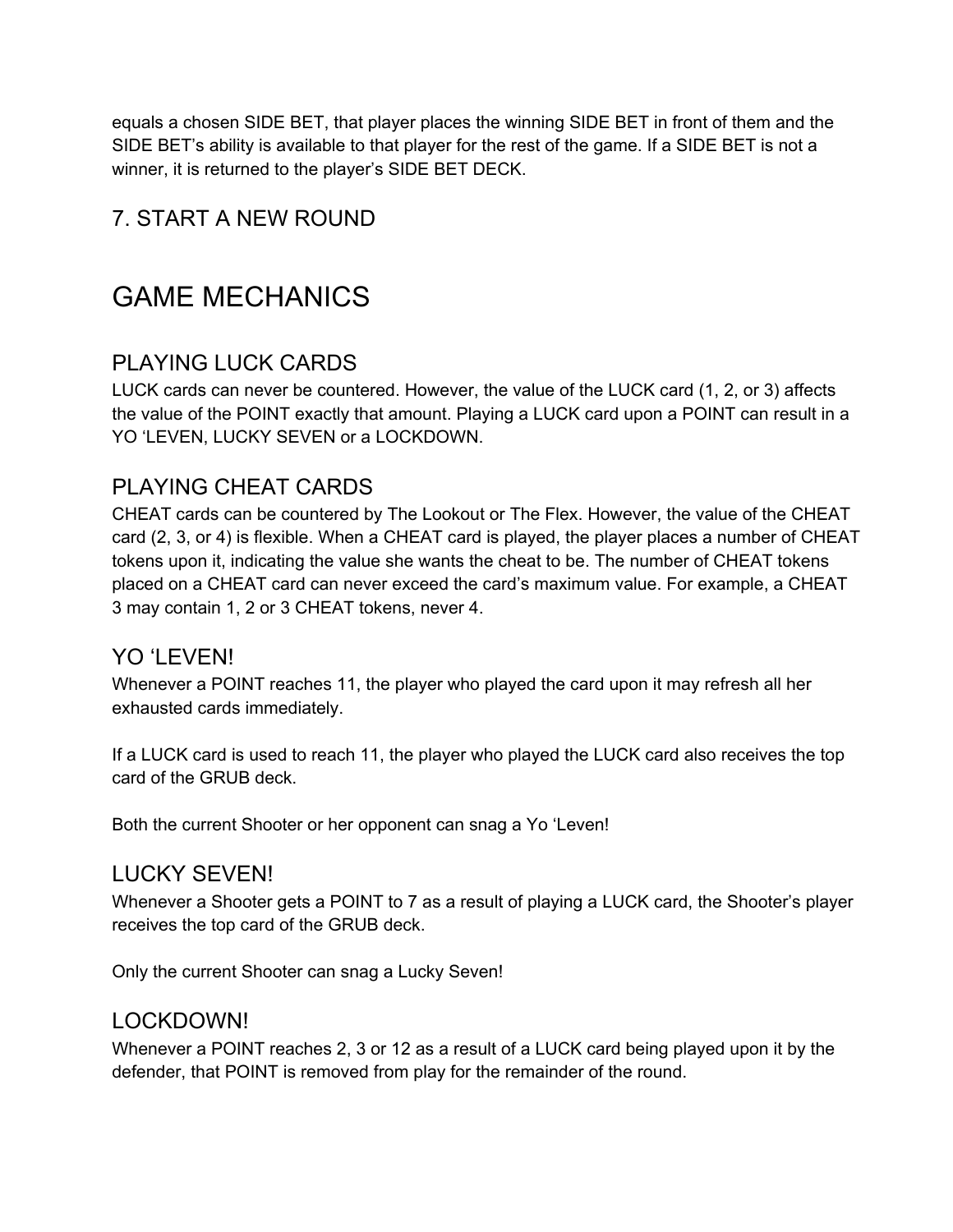equals a chosen SIDE BET, that player places the winning SIDE BET in front of them and the SIDE BET's ability is available to that player for the rest of the game. If a SIDE BET is not a winner, it is returned to the player's SIDE BET DECK.

## 7. START A NEW ROUND

# GAME MECHANICS

## PLAYING LUCK CARDS

LUCK cards can never be countered. However, the value of the LUCK card (1, 2, or 3) affects the value of the POINT exactly that amount. Playing a LUCK card upon a POINT can result in a YO 'LEVEN, LUCKY SEVEN or a LOCKDOWN.

## PLAYING CHEAT CARDS

CHEAT cards can be countered by The Lookout or The Flex. However, the value of the CHEAT card (2, 3, or 4) is flexible. When a CHEAT card is played, the player places a number of CHEAT tokens upon it, indicating the value she wants the cheat to be. The number of CHEAT tokens placed on a CHEAT card can never exceed the card's maximum value. For example, a CHEAT 3 may contain 1, 2 or 3 CHEAT tokens, never 4.

## YO 'LEVEN!

Whenever a POINT reaches 11, the player who played the card upon it may refresh all her exhausted cards immediately.

If a LUCK card is used to reach 11, the player who played the LUCK card also receives the top card of the GRUB deck.

Both the current Shooter or her opponent can snag a Yo 'Leven!

## LUCKY SEVEN!

Whenever a Shooter gets a POINT to 7 as a result of playing a LUCK card, the Shooter's player receives the top card of the GRUB deck.

Only the current Shooter can snag a Lucky Seven!

## LOCKDOWN!

Whenever a POINT reaches 2, 3 or 12 as a result of a LUCK card being played upon it by the defender, that POINT is removed from play for the remainder of the round.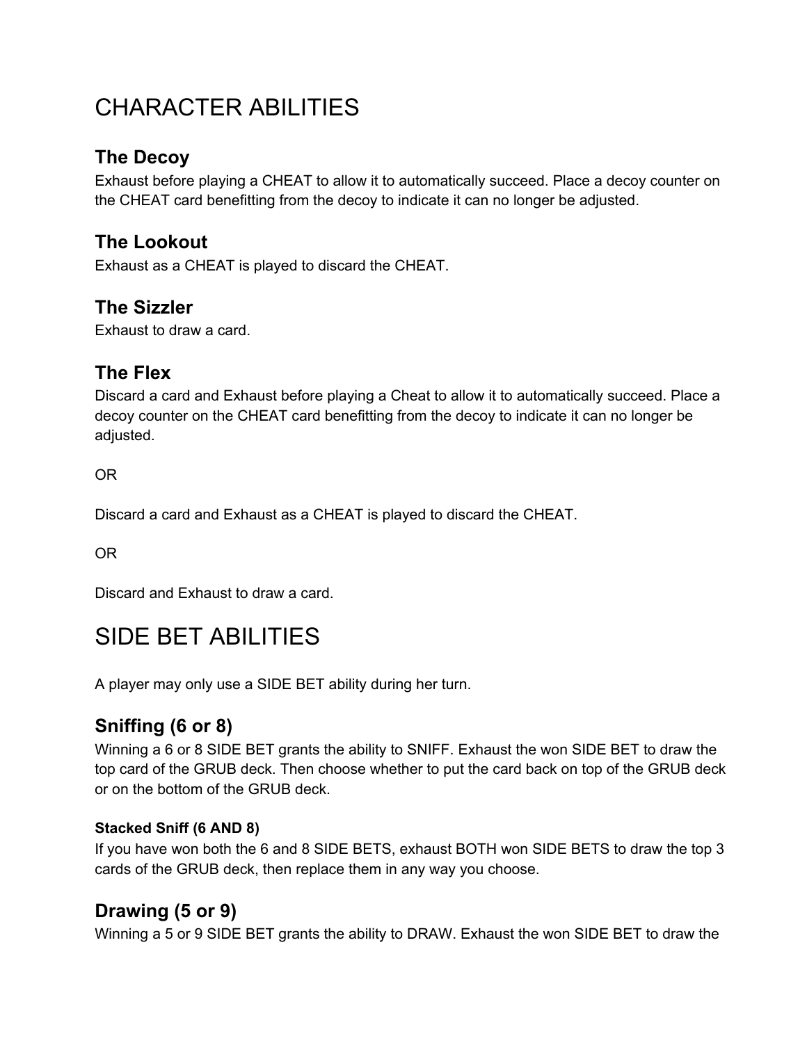# CHARACTER ABILITIES

## The Decoy

Exhaust before playing a CHEAT to allow it to automatically succeed. Place a decoy counter on the CHEAT card benefitting from the decoy to indicate it can no longer be adjusted.

## The Lookout

Exhaust as a CHEAT is played to discard the CHEAT.

## The Sizzler

Exhaust to draw a card.

## The Flex

Discard a card and Exhaust before playing a Cheat to allow it to automatically succeed. Place a decoy counter on the CHEAT card benefitting from the decoy to indicate it can no longer be adjusted.

OR

Discard a card and Exhaust as a CHEAT is played to discard the CHEAT.

OR

Discard and Exhaust to draw a card.

# SIDE BET ABILITIES

A player may only use a SIDE BET ability during her turn.

## Sniffing (6 or 8)

Winning a 6 or 8 SIDE BET grants the ability to SNIFF. Exhaust the won SIDE BET to draw the top card of the GRUB deck. Then choose whether to put the card back on top of the GRUB deck or on the bottom of the GRUB deck.

### Stacked Sniff (6 AND 8)

If you have won both the 6 and 8 SIDE BETS, exhaust BOTH won SIDE BETS to draw the top 3 cards of the GRUB deck, then replace them in any way you choose.

## Drawing (5 or 9)

Winning a 5 or 9 SIDE BET grants the ability to DRAW. Exhaust the won SIDE BET to draw the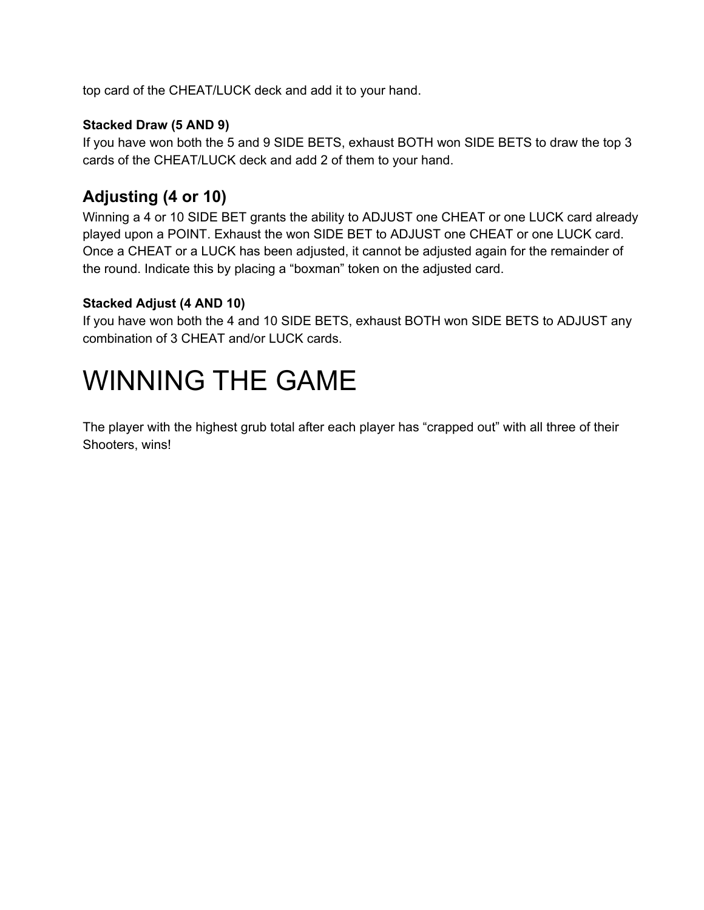top card of the CHEAT/LUCK deck and add it to your hand.

#### Stacked Draw (5 AND 9)

If you have won both the 5 and 9 SIDE BETS, exhaust BOTH won SIDE BETS to draw the top 3 cards of the CHEAT/LUCK deck and add 2 of them to your hand.

### Adjusting (4 or 10)

Winning a 4 or 10 SIDE BET grants the ability to ADJUST one CHEAT or one LUCK card already played upon a POINT. Exhaust the won SIDE BET to ADJUST one CHEAT or one LUCK card. Once a CHEAT or a LUCK has been adjusted, it cannot be adjusted again for the remainder of the round. Indicate this by placing a “boxman” token on the adjusted card.

#### Stacked Adjust (4 AND 10)

If you have won both the 4 and 10 SIDE BETS, exhaust BOTH won SIDE BETS to ADJUST any combination of 3 CHEAT and/or LUCK cards.

# WINNING THE GAME

The player with the highest grub total after each player has “crapped out” with all three of their Shooters, wins!